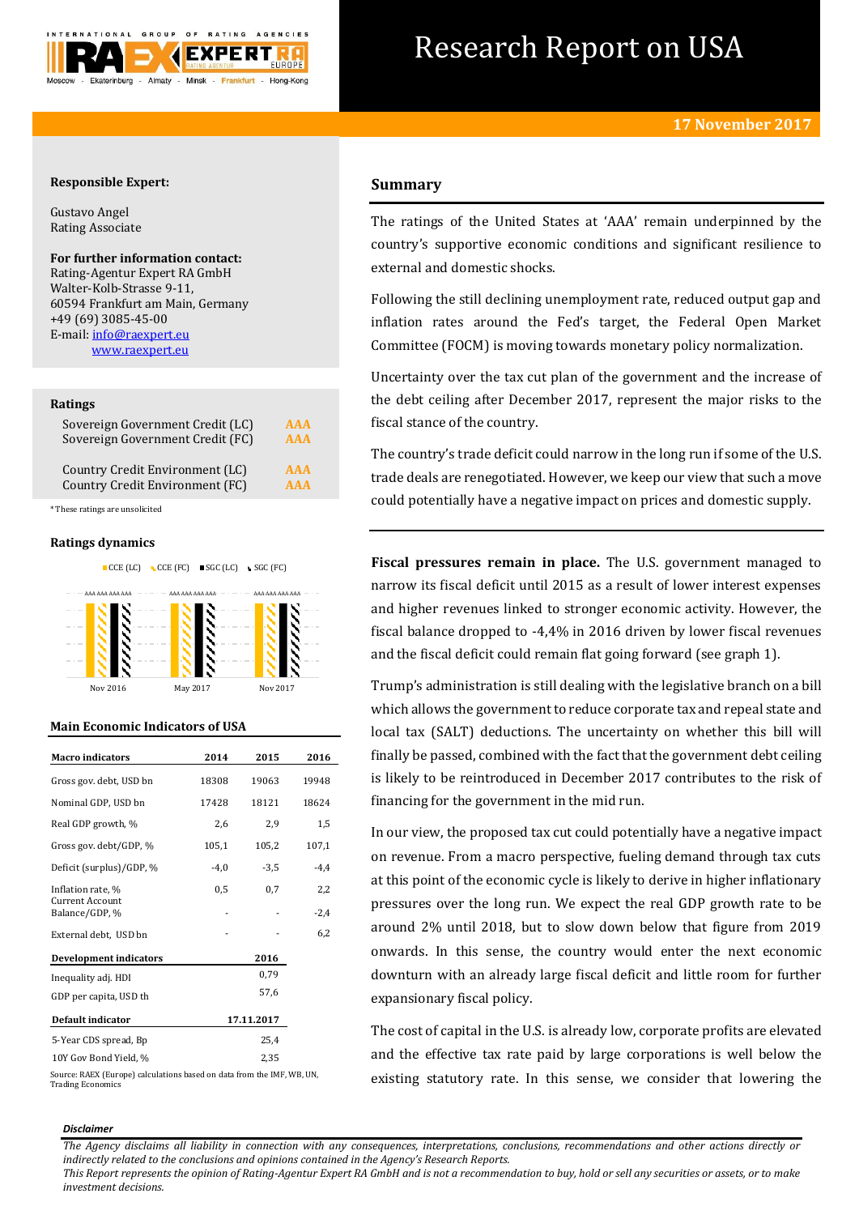# Research Report on USA

**17 November 2017**

**Responsible Expert:**

Gustavo Angel
Rating Associate

**For further information contact:**
Rating-Agentur Expert RA GmbH
Walter-Kolb-Strasse 9-11,
60594 Frankfurt am Main, Germany
+49 (69) 3085-45-00
E-mail: info@raexpert.eu
www.raexpert.eu

**Ratings**

| | |
|---|---|
| Sovereign Government Credit (LC) | AAA |
| Sovereign Government Credit (FC) | AAA |
| Country Credit Environment (LC) | AAA |
| Country Credit Environment (FC) | AAA |

*These ratings are unsolicited

**Ratings dynamics**

CCE (LC) | CCE (FC) | SGC (LC) | SGC (FC)

| Nov 2016 | May 2017 | Nov 2017 |
|---|---|---|
| AAA AAA AAA AAA | AAA AAA AAA AAA | AAA AAA AAA AAA |

**Main Economic Indicators of USA**

| Macro indicators | 2014 | 2015 | 2016 |
|---|---|---|---|
| Gross gov. debt, USD bn | 18308 | 19063 | 19948 |
| Nominal GDP, USD bn | 17428 | 18121 | 18624 |
| Real GDP growth, % | 2,6 | 2,9 | 1,5 |
| Gross gov. debt/GDP, % | 105,1 | 105,2 | 107,1 |
| Deficit (surplus)/GDP, % | -4,0 | -3,5 | -4,4 |
| Inflation rate, % | 0,5 | 0,7 | 2,2 |
| Current Account Balance/GDP, % | - | - | -2,4 |
| External debt, USD bn | - | - | 6,2 |
| **Development indicators** | | **2016** | |
| Inequality adj. HDI | | 0,79 | |
| GDP per capita, USD th | | 57,6 | |
| **Default indicator** | | **17.11.2017** | |
| 5-Year CDS spread, Bp | | 25,4 | |
| 10Y Gov Bond Yield, % | | 2,35 | |

Source: RAEX (Europe) calculations based on data from the IMF, WB, UN, Trading Economics

## Summary

The ratings of the United States at 'AAA' remain underpinned by the country's supportive economic conditions and significant resilience to external and domestic shocks.

Following the still declining unemployment rate, reduced output gap and inflation rates around the Fed's target, the Federal Open Market Committee (FOCM) is moving towards monetary policy normalization.

Uncertainty over the tax cut plan of the government and the increase of the debt ceiling after December 2017, represent the major risks to the fiscal stance of the country.

The country's trade deficit could narrow in the long run if some of the U.S. trade deals are renegotiated. However, we keep our view that such a move could potentially have a negative impact on prices and domestic supply.

**Fiscal pressures remain in place.** The U.S. government managed to narrow its fiscal deficit until 2015 as a result of lower interest expenses and higher revenues linked to stronger economic activity. However, the fiscal balance dropped to -4,4% in 2016 driven by lower fiscal revenues and the fiscal deficit could remain flat going forward (see graph 1).

Trump's administration is still dealing with the legislative branch on a bill which allows the government to reduce corporate tax and repeal state and local tax (SALT) deductions. The uncertainty on whether this bill will finally be passed, combined with the fact that the government debt ceiling is likely to be reintroduced in December 2017 contributes to the risk of financing for the government in the mid run.

In our view, the proposed tax cut could potentially have a negative impact on revenue. From a macro perspective, fueling demand through tax cuts at this point of the economic cycle is likely to derive in higher inflationary pressures over the long run. We expect the real GDP growth rate to be around 2% until 2018, but to slow down below that figure from 2019 onwards. In this sense, the country would enter the next economic downturn with an already large fiscal deficit and little room for further expansionary fiscal policy.

The cost of capital in the U.S. is already low, corporate profits are elevated and the effective tax rate paid by large corporations is well below the existing statutory rate. In this sense, we consider that lowering the

***Disclaimer***

*The Agency disclaims all liability in connection with any consequences, interpretations, conclusions, recommendations and other actions directly or indirectly related to the conclusions and opinions contained in the Agency's Research Reports.*
*This Report represents the opinion of Rating-Agentur Expert RA GmbH and is not a recommendation to buy, hold or sell any securities or assets, or to make investment decisions.*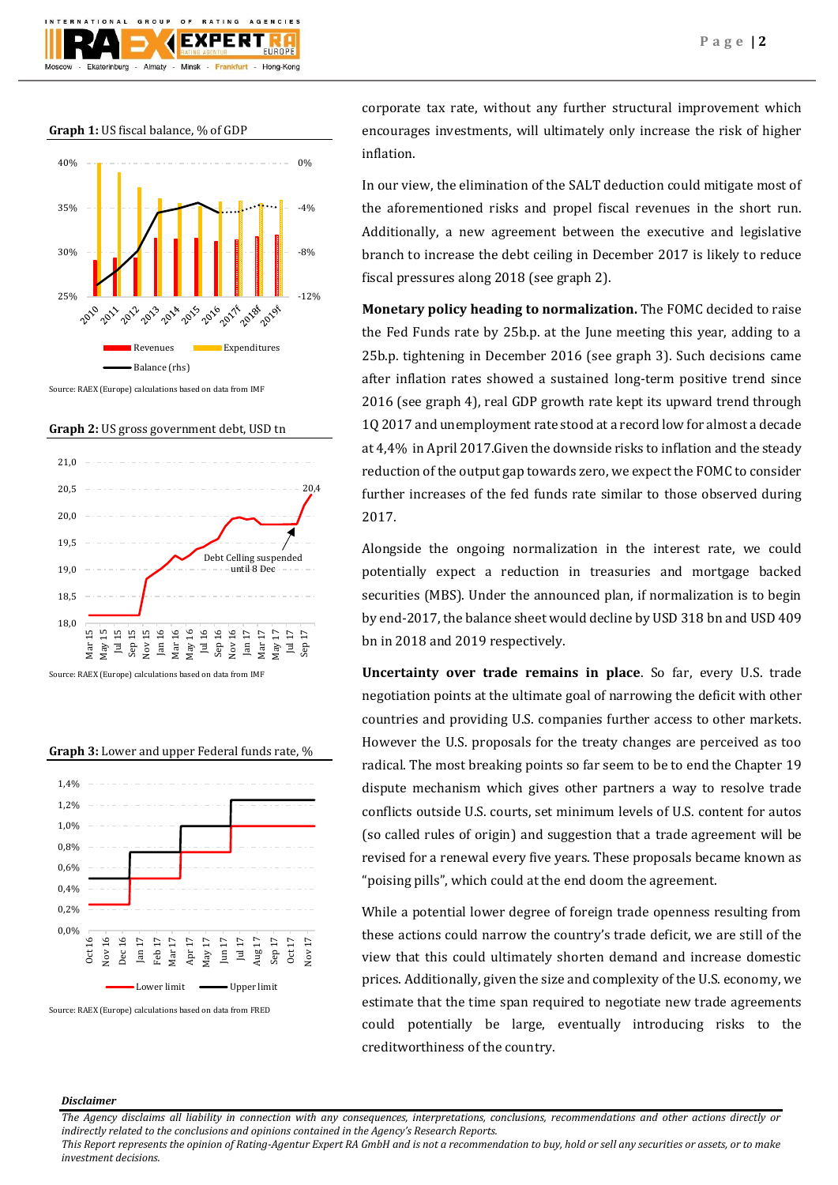**Graph 1:** US fiscal balance, % of GDP

Source: RAEX (Europe) calculations based on data from IMF

**Graph 2:** US gross government debt, USD tn

Source: RAEX (Europe) calculations based on data from IMF

**Graph 3:** Lower and upper Federal funds rate, %

Source: RAEX (Europe) calculations based on data from FRED

corporate tax rate, without any further structural improvement which encourages investments, will ultimately only increase the risk of higher inflation.

In our view, the elimination of the SALT deduction could mitigate most of the aforementioned risks and propel fiscal revenues in the short run. Additionally, a new agreement between the executive and legislative branch to increase the debt ceiling in December 2017 is likely to reduce fiscal pressures along 2018 (see graph 2).

**Monetary policy heading to normalization.** The FOMC decided to raise the Fed Funds rate by 25b.p. at the June meeting this year, adding to a 25b.p. tightening in December 2016 (see graph 3). Such decisions came after inflation rates showed a sustained long-term positive trend since 2016 (see graph 4), real GDP growth rate kept its upward trend through 1Q 2017 and unemployment rate stood at a record low for almost a decade at 4,4% in April 2017.Given the downside risks to inflation and the steady reduction of the output gap towards zero, we expect the FOMC to consider further increases of the fed funds rate similar to those observed during 2017.

Alongside the ongoing normalization in the interest rate, we could potentially expect a reduction in treasuries and mortgage backed securities (MBS). Under the announced plan, if normalization is to begin by end-2017, the balance sheet would decline by USD 318 bn and USD 409 bn in 2018 and 2019 respectively.

**Uncertainty over trade remains in place**. So far, every U.S. trade negotiation points at the ultimate goal of narrowing the deficit with other countries and providing U.S. companies further access to other markets. However the U.S. proposals for the treaty changes are perceived as too radical. The most breaking points so far seem to be to end the Chapter 19 dispute mechanism which gives other partners a way to resolve trade conflicts outside U.S. courts, set minimum levels of U.S. content for autos (so called rules of origin) and suggestion that a trade agreement will be revised for a renewal every five years. These proposals became known as "poising pills", which could at the end doom the agreement.

While a potential lower degree of foreign trade openness resulting from these actions could narrow the country's trade deficit, we are still of the view that this could ultimately shorten demand and increase domestic prices. Additionally, given the size and complexity of the U.S. economy, we estimate that the time span required to negotiate new trade agreements could potentially be large, eventually introducing risks to the creditworthiness of the country.

***Disclaimer***

*The Agency disclaims all liability in connection with any consequences, interpretations, conclusions, recommendations and other actions directly or indirectly related to the conclusions and opinions contained in the Agency's Research Reports.*
*This Report represents the opinion of Rating-Agentur Expert RA GmbH and is not a recommendation to buy, hold or sell any securities or assets, or to make investment decisions.*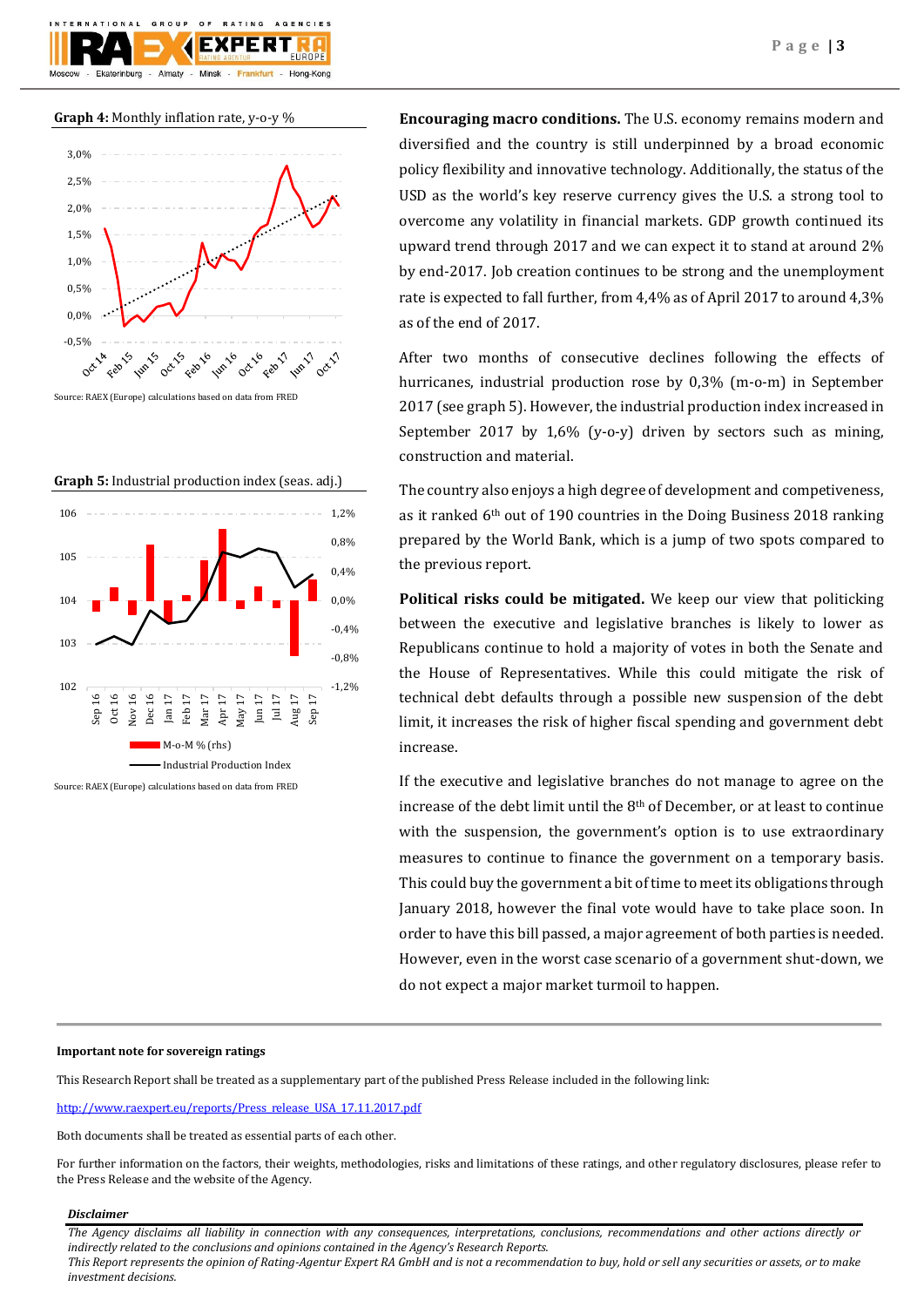**Graph 4:** Monthly inflation rate, y-o-y %

3,0%
2,5%
2,0%
1,5%
1,0%
0,5%
0,0%
-0,5%

Oct 14, Feb 15, Jun 15, Oct 15, Feb 16, Jun 16, Oct 16, Feb 17, Jun 17, Oct 17

Source: RAEX (Europe) calculations based on data from FRED

**Graph 5:** Industrial production index (seas. adj.)

106, 105, 104, 103, 102

1,2%, 0,8%, 0,4%, 0,0%, -0,4%, -0,8%, -1,2%

Sep 16, Oct 16, Nov 16, Dec 16, Jan 17, Feb 17, Mar 17, Apr 17, May 17, Jun 17, Jul 17, Aug 17, Sep 17

M-o-M % (rhs)
Industrial Production Index

Source: RAEX (Europe) calculations based on data from FRED

**Encouraging macro conditions.** The U.S. economy remains modern and diversified and the country is still underpinned by a broad economic policy flexibility and innovative technology. Additionally, the status of the USD as the world's key reserve currency gives the U.S. a strong tool to overcome any volatility in financial markets. GDP growth continued its upward trend through 2017 and we can expect it to stand at around 2% by end-2017. Job creation continues to be strong and the unemployment rate is expected to fall further, from 4,4% as of April 2017 to around 4,3% as of the end of 2017.

After two months of consecutive declines following the effects of hurricanes, industrial production rose by 0,3% (m-o-m) in September 2017 (see graph 5). However, the industrial production index increased in September 2017 by 1,6% (y-o-y) driven by sectors such as mining, construction and material.

The country also enjoys a high degree of development and competiveness, as it ranked 6th out of 190 countries in the Doing Business 2018 ranking prepared by the World Bank, which is a jump of two spots compared to the previous report.

**Political risks could be mitigated.** We keep our view that politicking between the executive and legislative branches is likely to lower as Republicans continue to hold a majority of votes in both the Senate and the House of Representatives. While this could mitigate the risk of technical debt defaults through a possible new suspension of the debt limit, it increases the risk of higher fiscal spending and government debt increase.

If the executive and legislative branches do not manage to agree on the increase of the debt limit until the 8th of December, or at least to continue with the suspension, the government's option is to use extraordinary measures to continue to finance the government on a temporary basis. This could buy the government a bit of time to meet its obligations through January 2018, however the final vote would have to take place soon. In order to have this bill passed, a major agreement of both parties is needed. However, even in the worst case scenario of a government shut-down, we do not expect a major market turmoil to happen.

---

**Important note for sovereign ratings**

This Research Report shall be treated as a supplementary part of the published Press Release included in the following link:

http://www.raexpert.eu/reports/Press_release_USA_17.11.2017.pdf

Both documents shall be treated as essential parts of each other.

For further information on the factors, their weights, methodologies, risks and limitations of these ratings, and other regulatory disclosures, please refer to the Press Release and the website of the Agency.

***Disclaimer***

*The Agency disclaims all liability in connection with any consequences, interpretations, conclusions, recommendations and other actions directly or indirectly related to the conclusions and opinions contained in the Agency's Research Reports.*
*This Report represents the opinion of Rating-Agentur Expert RA GmbH and is not a recommendation to buy, hold or sell any securities or assets, or to make investment decisions.*